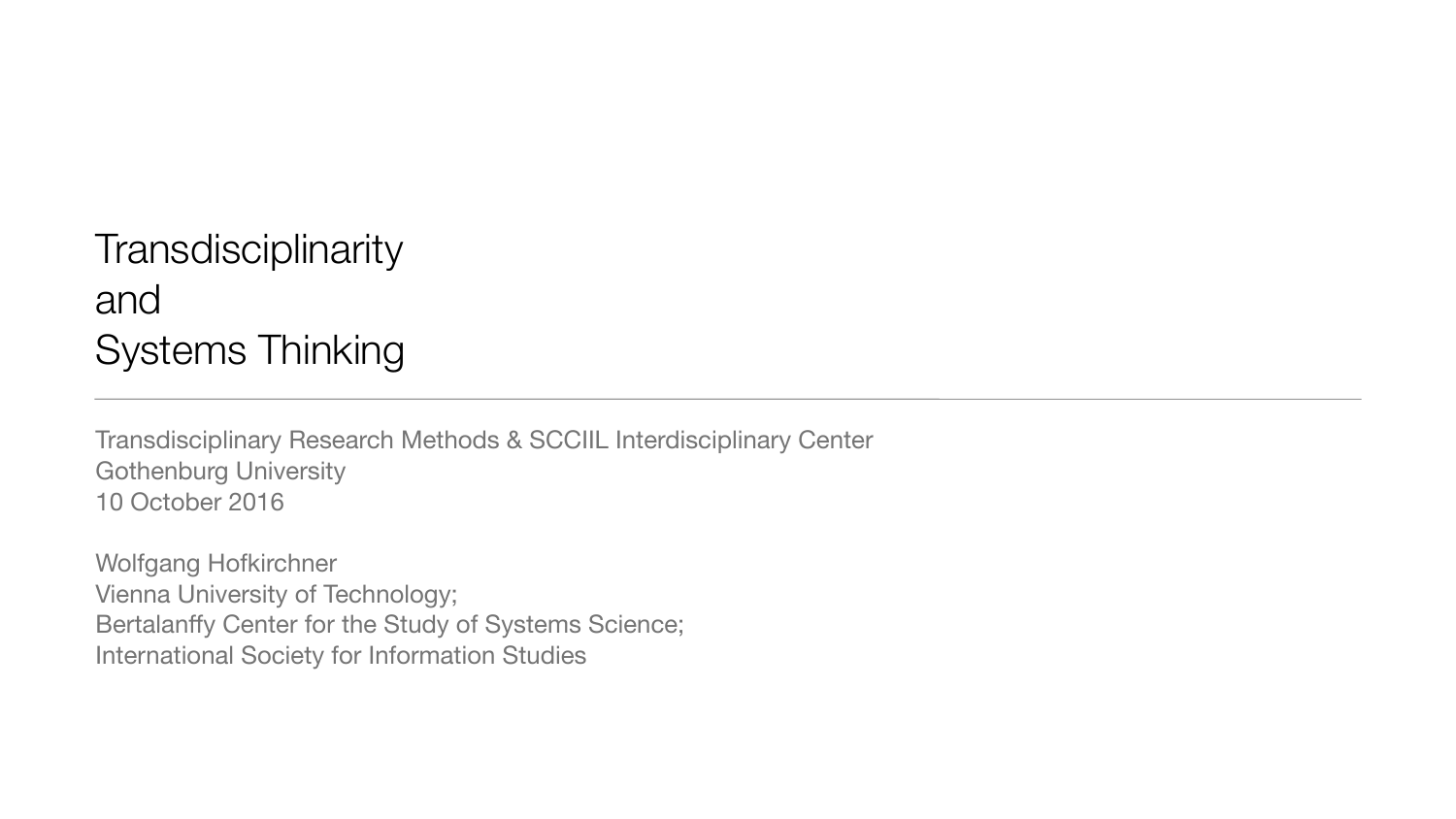# Transdisciplinarity and Systems Thinking

---

Transdisciplinary Research Methods & SCCIIL Interdisciplinary Center
Gothenburg University
10 October 2016

Wolfgang Hofkirchner
Vienna University of Technology;
Bertalanffy Center for the Study of Systems Science;
International Society for Information Studies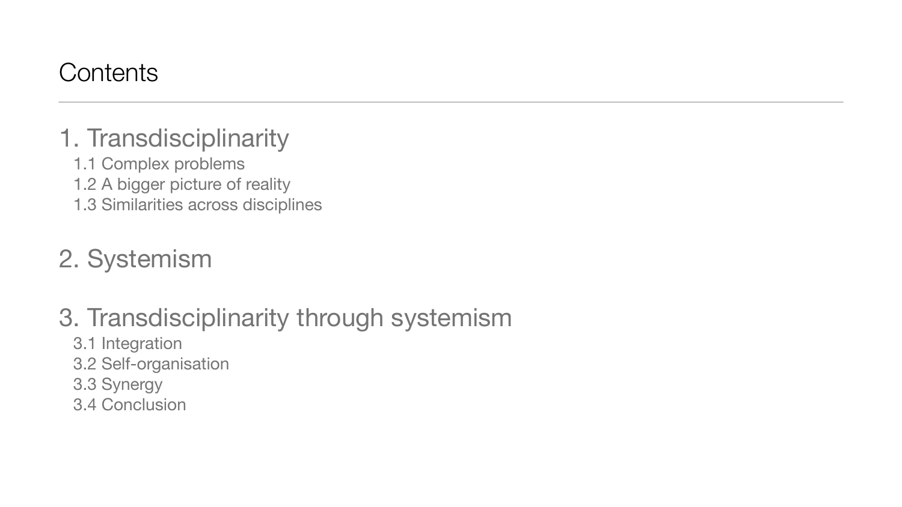# Contents

1. Transdisciplinarity
   - 1.1 Complex problems
   - 1.2 A bigger picture of reality
   - 1.3 Similarities across disciplines

2. Systemism

3. Transdisciplinarity through systemism
   - 3.1 Integration
   - 3.2 Self-organisation
   - 3.3 Synergy
   - 3.4 Conclusion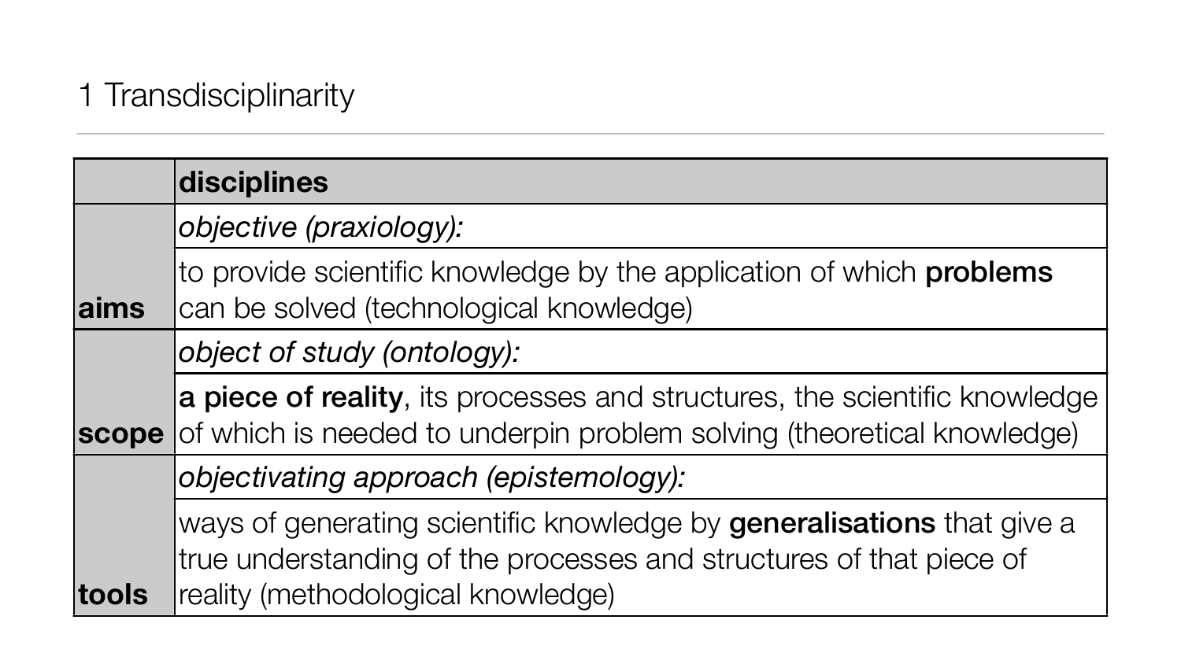# 1 Transdisciplinarity

| | **disciplines** |
|---|---|
| **aims** | *objective (praxiology):* |
| | to provide scientific knowledge by the application of which **problems** can be solved (technological knowledge) |
| **scope** | *object of study (ontology):* |
| | **a piece of reality**, its processes and structures, the scientific knowledge of which is needed to underpin problem solving (theoretical knowledge) |
| **tools** | *objectivating approach (epistemology):* |
| | ways of generating scientific knowledge by **generalisations** that give a true understanding of the processes and structures of that piece of reality (methodological knowledge) |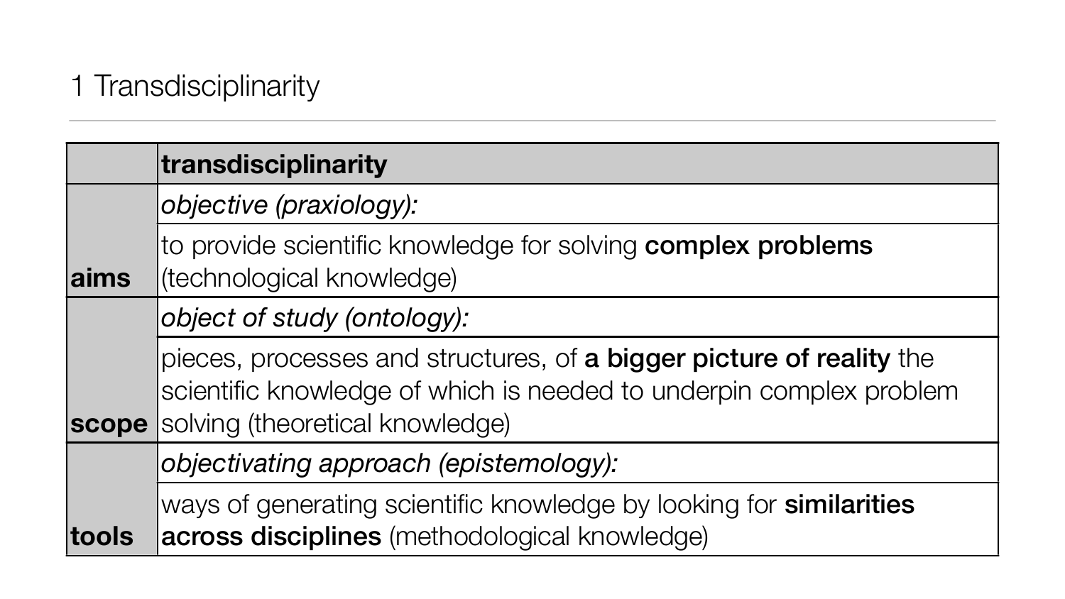# 1 Transdisciplinarity

| | **transdisciplinarity** |
|---|---|
| **aims** | *objective (praxiology):* |
| | to provide scientific knowledge for solving **complex problems** (technological knowledge) |
| **scope** | *object of study (ontology):* |
| | pieces, processes and structures, of **a bigger picture of reality** the scientific knowledge of which is needed to underpin complex problem solving (theoretical knowledge) |
| **tools** | *objectivating approach (epistemology):* |
| | ways of generating scientific knowledge by looking for **similarities across disciplines** (methodological knowledge) |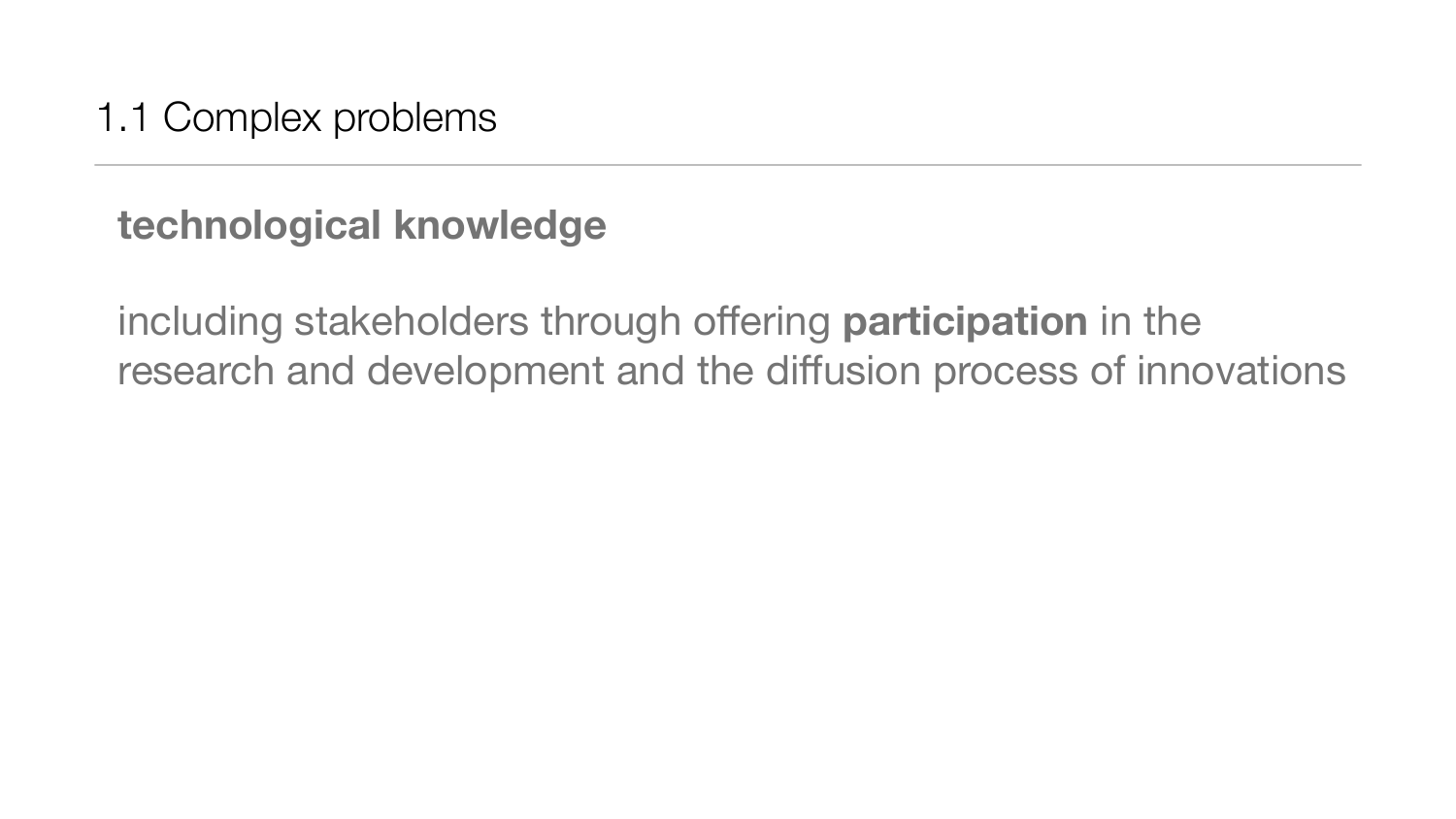# 1.1 Complex problems

**technological knowledge**

including stakeholders through offering **participation** in the research and development and the diffusion process of innovations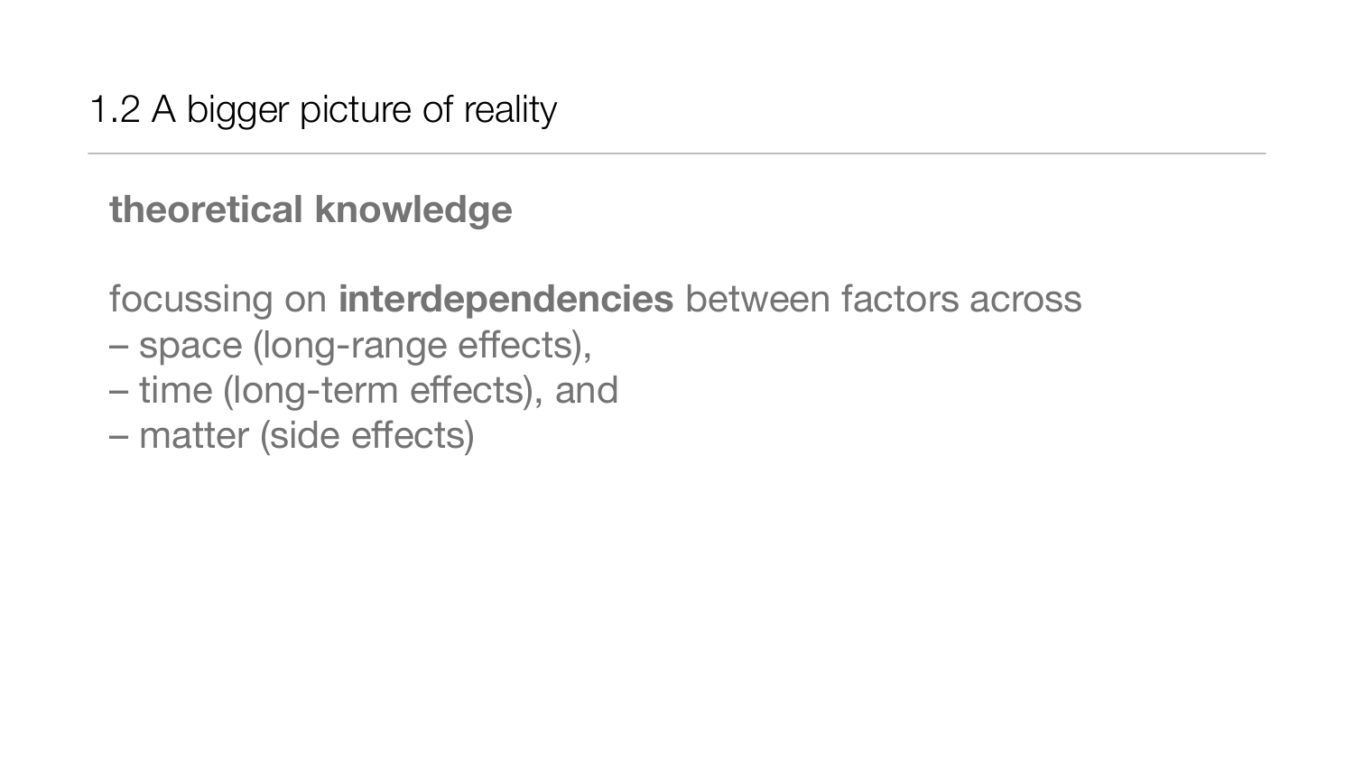## 1.2 A bigger picture of reality

**theoretical knowledge**

focussing on **interdependencies** between factors across
– space (long-range effects),
– time (long-term effects), and
– matter (side effects)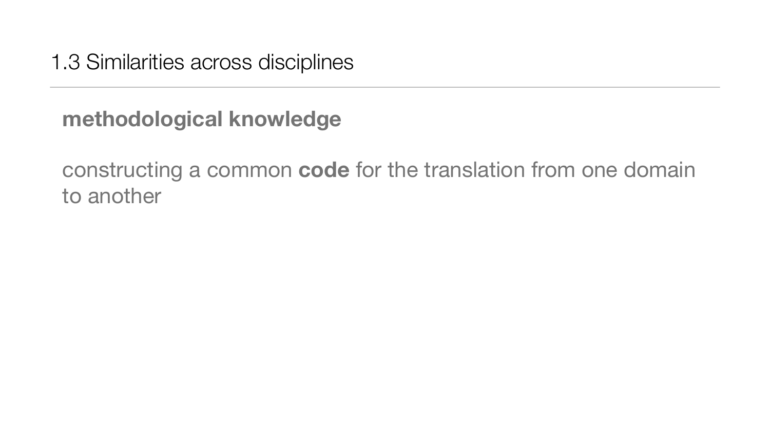## 1.3 Similarities across disciplines

**methodological knowledge**

constructing a common **code** for the translation from one domain to another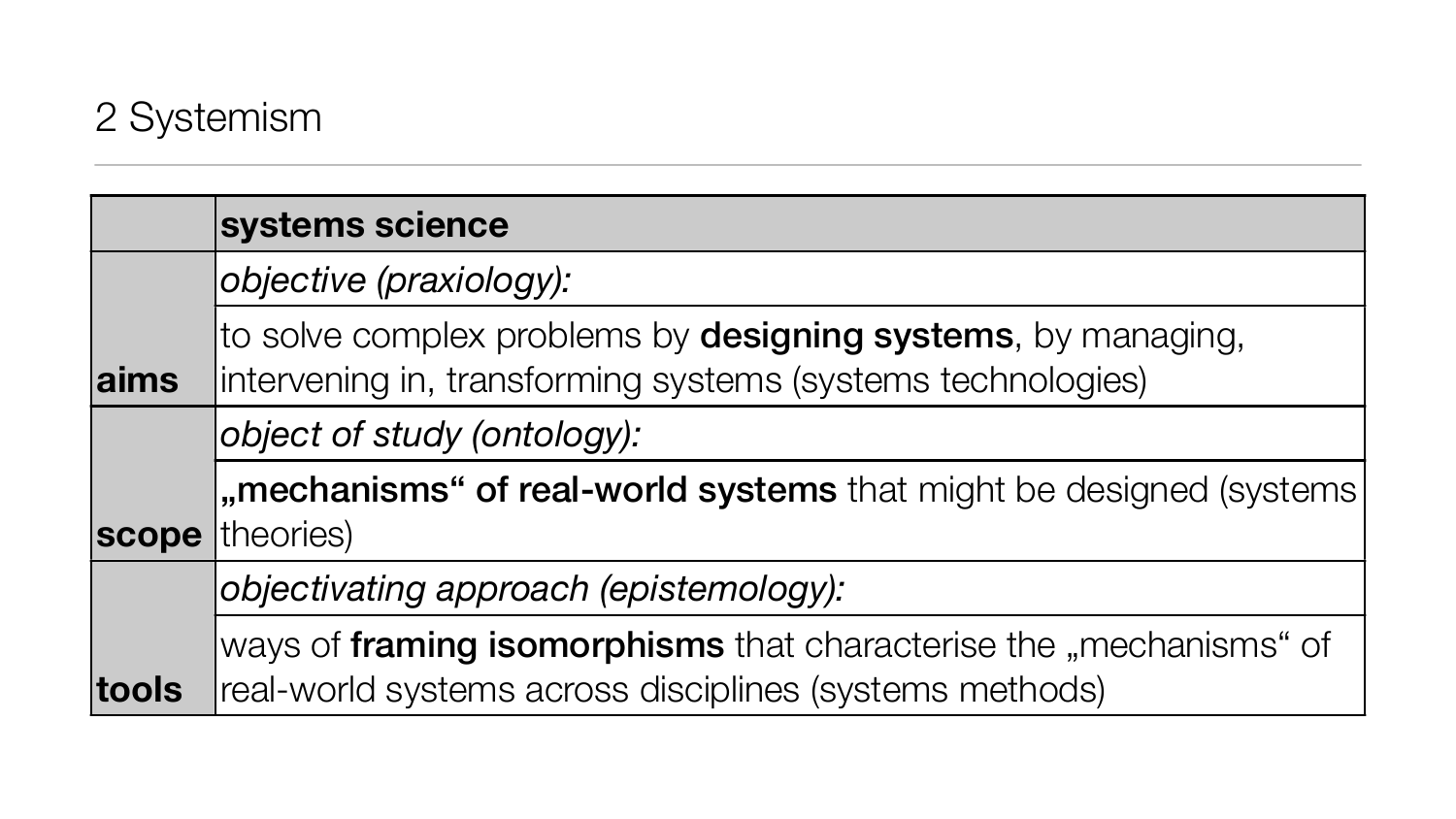## 2 Systemism

| | **systems science** |
|---|---|
| **aims** | *objective (praxiology):* |
| | to solve complex problems by **designing systems**, by managing, intervening in, transforming systems (systems technologies) |
| **scope** | *object of study (ontology):* |
| | **„mechanisms“ of real-world systems** that might be designed (systems theories) |
| **tools** | *objectivating approach (epistemology):* |
| | ways of **framing isomorphisms** that characterise the „mechanisms“ of real-world systems across disciplines (systems methods) |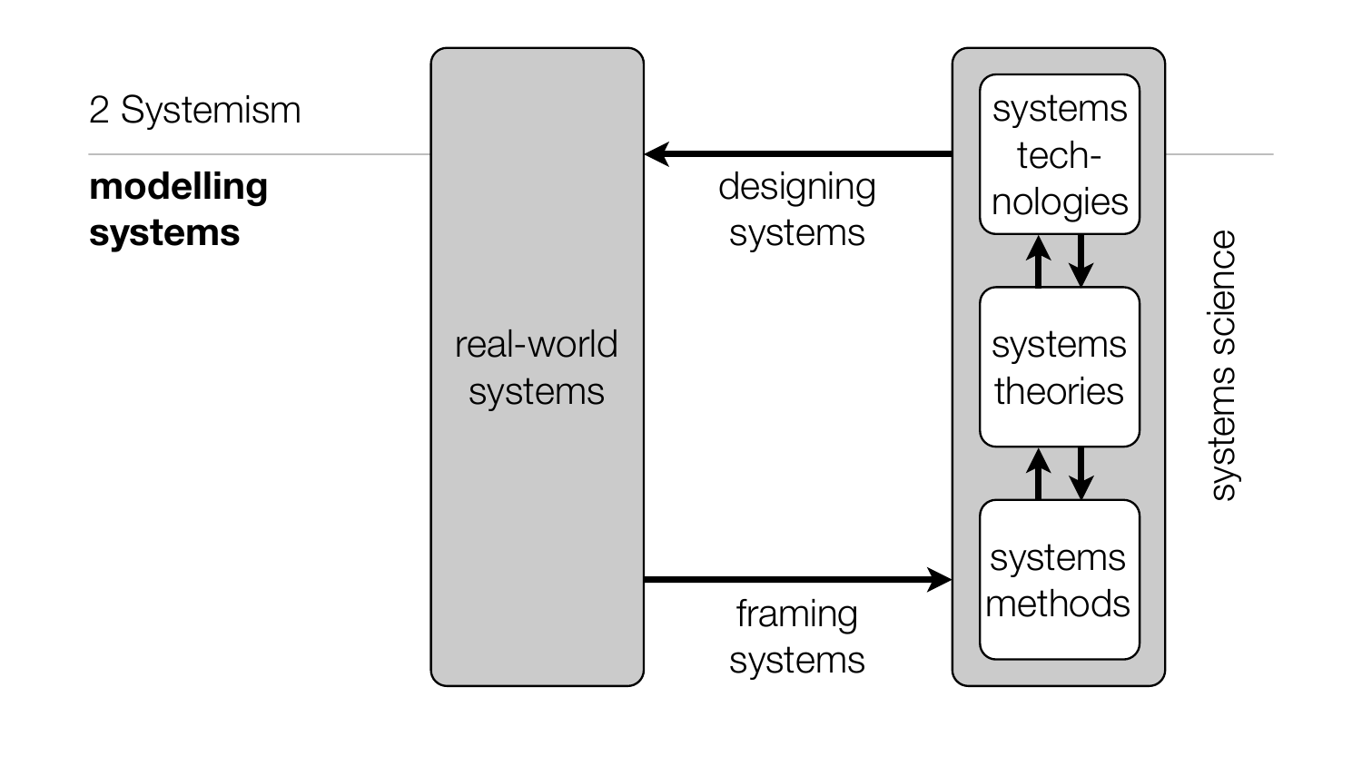2 Systemism

**modelling systems**

real-world systems

designing systems

framing systems

systems technologies

systems theories

systems methods

systems science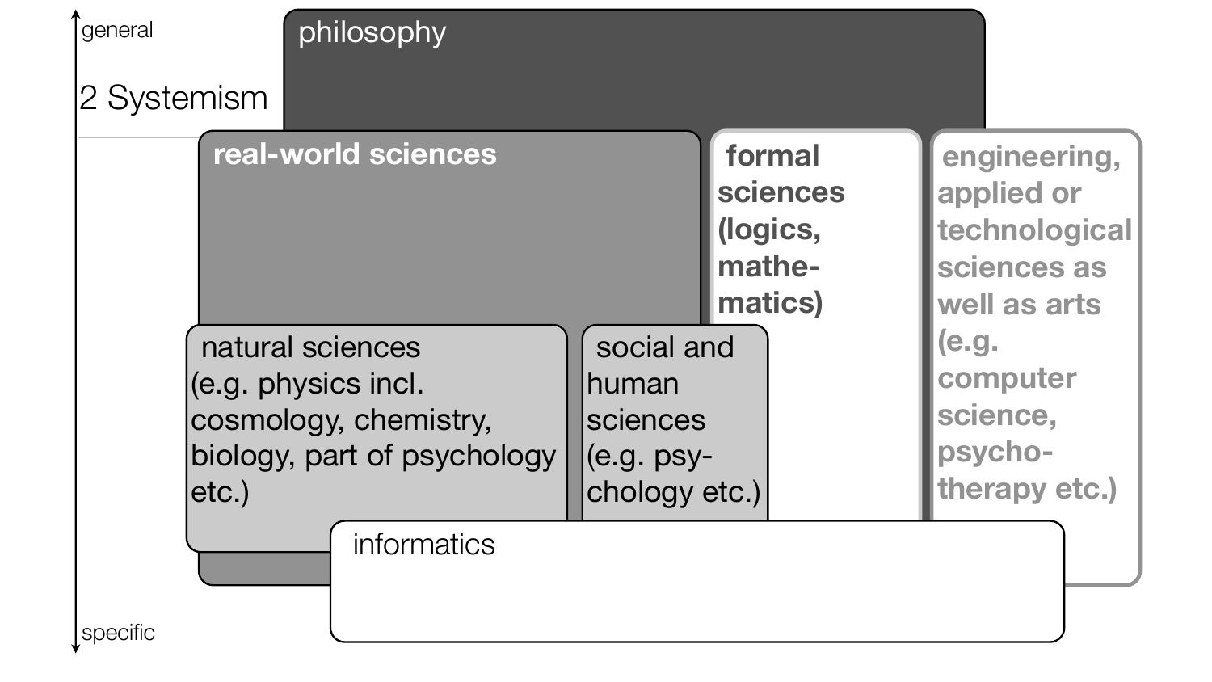general

2 Systemism

philosophy

real-world sciences

formal sciences (logics, mathe-matics)

engineering, applied or technological sciences as well as arts (e.g. computer science, psycho-therapy etc.)

natural sciences (e.g. physics incl. cosmology, chemistry, biology, part of psychology etc.)

social and human sciences (e.g. psy-chology etc.)

informatics

specific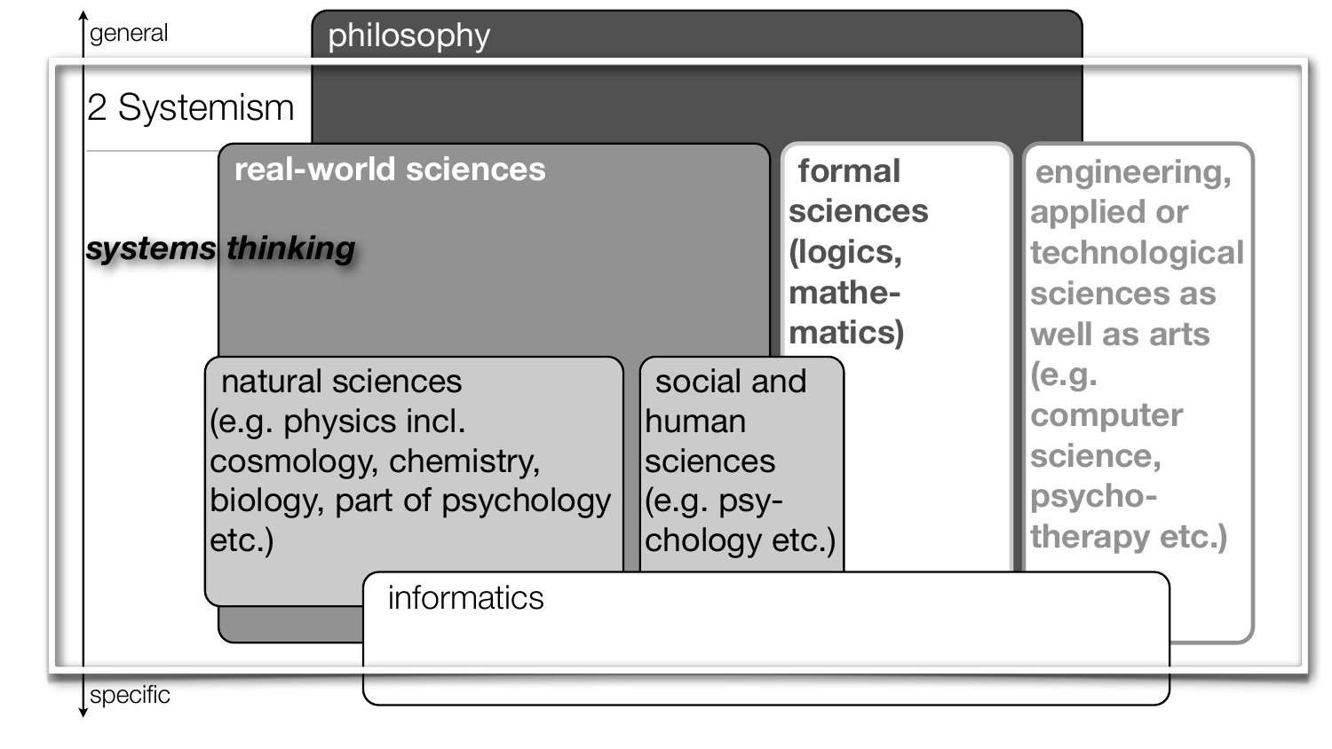general

philosophy

2 Systemism

real-world sciences

***systems thinking***

**formal sciences (logics, mathe-matics)**

**engineering, applied or technological sciences as well as arts (e.g. computer science, psycho-therapy etc.)**

natural sciences (e.g. physics incl. cosmology, chemistry, biology, part of psychology etc.)

social and human sciences (e.g. psy-chology etc.)

informatics

specific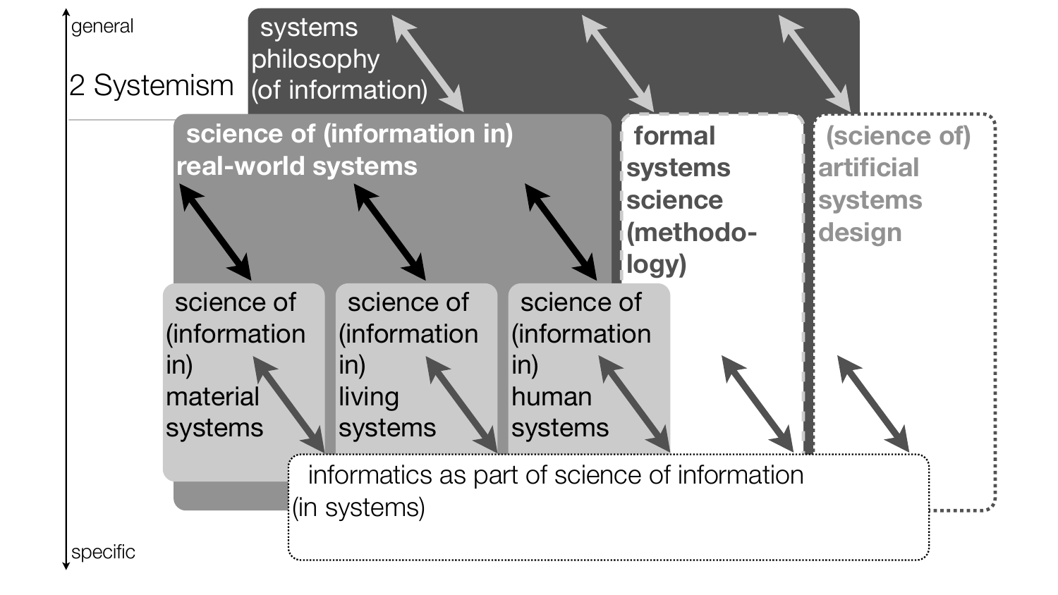general

2 Systemism

systems philosophy (of information)

science of (information in) real-world systems

formal systems science (methodo-logy)

(science of) artificial systems design

science of (information in) material systems

science of (information in) living systems

science of (information in) human systems

informatics as part of science of information (in systems)

specific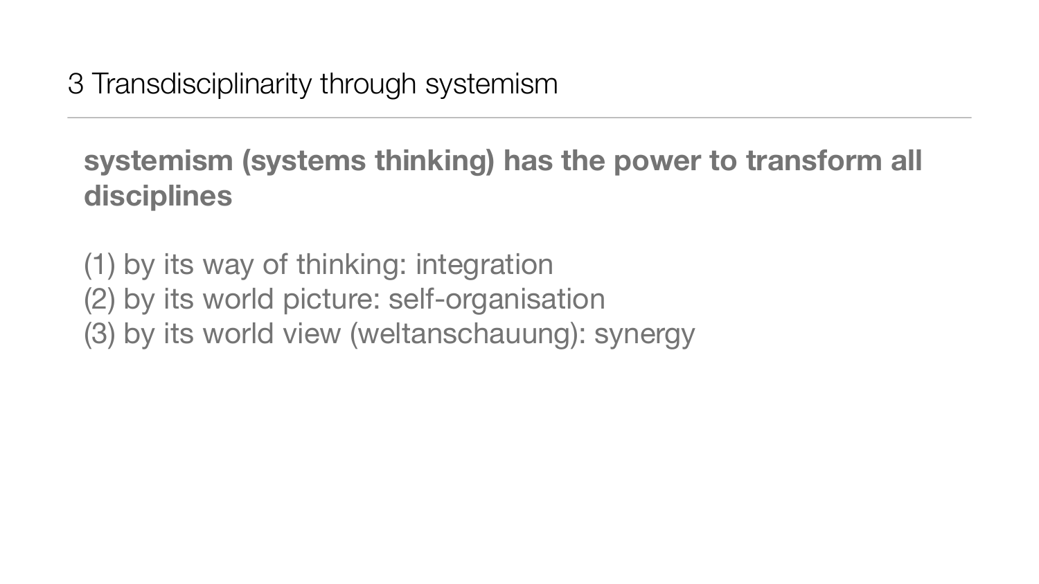## 3 Transdisciplinarity through systemism

**systemism (systems thinking) has the power to transform all disciplines**

(1) by its way of thinking: integration
(2) by its world picture: self-organisation
(3) by its world view (weltanschauung): synergy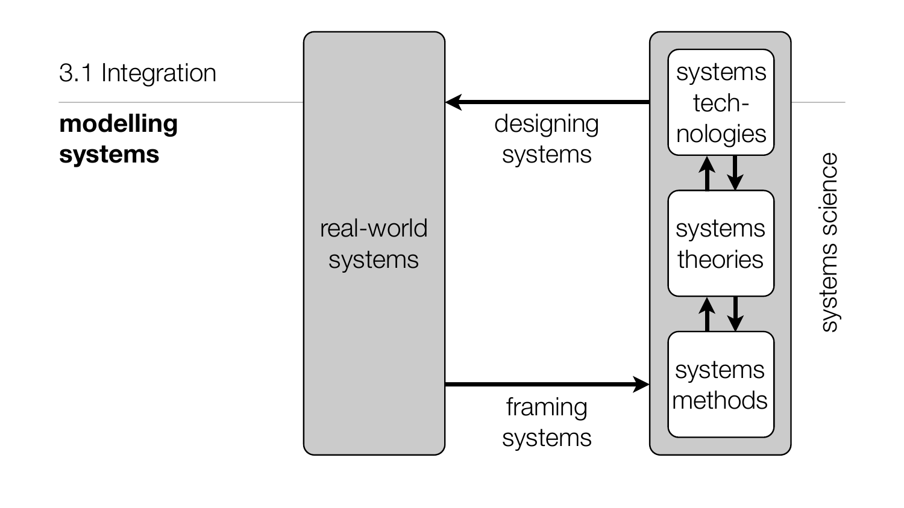3.1 Integration

**modelling systems**

real-world systems

designing systems

framing systems

systems technologies

systems theories

systems methods

systems science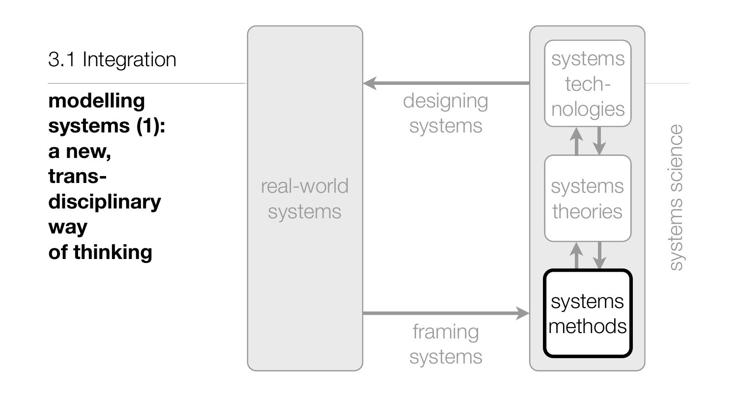3.1 Integration

**modelling systems (1): a new, trans-disciplinary way of thinking**

real-world systems

designing systems

framing systems

systems science

systems tech-nologies

systems theories

systems methods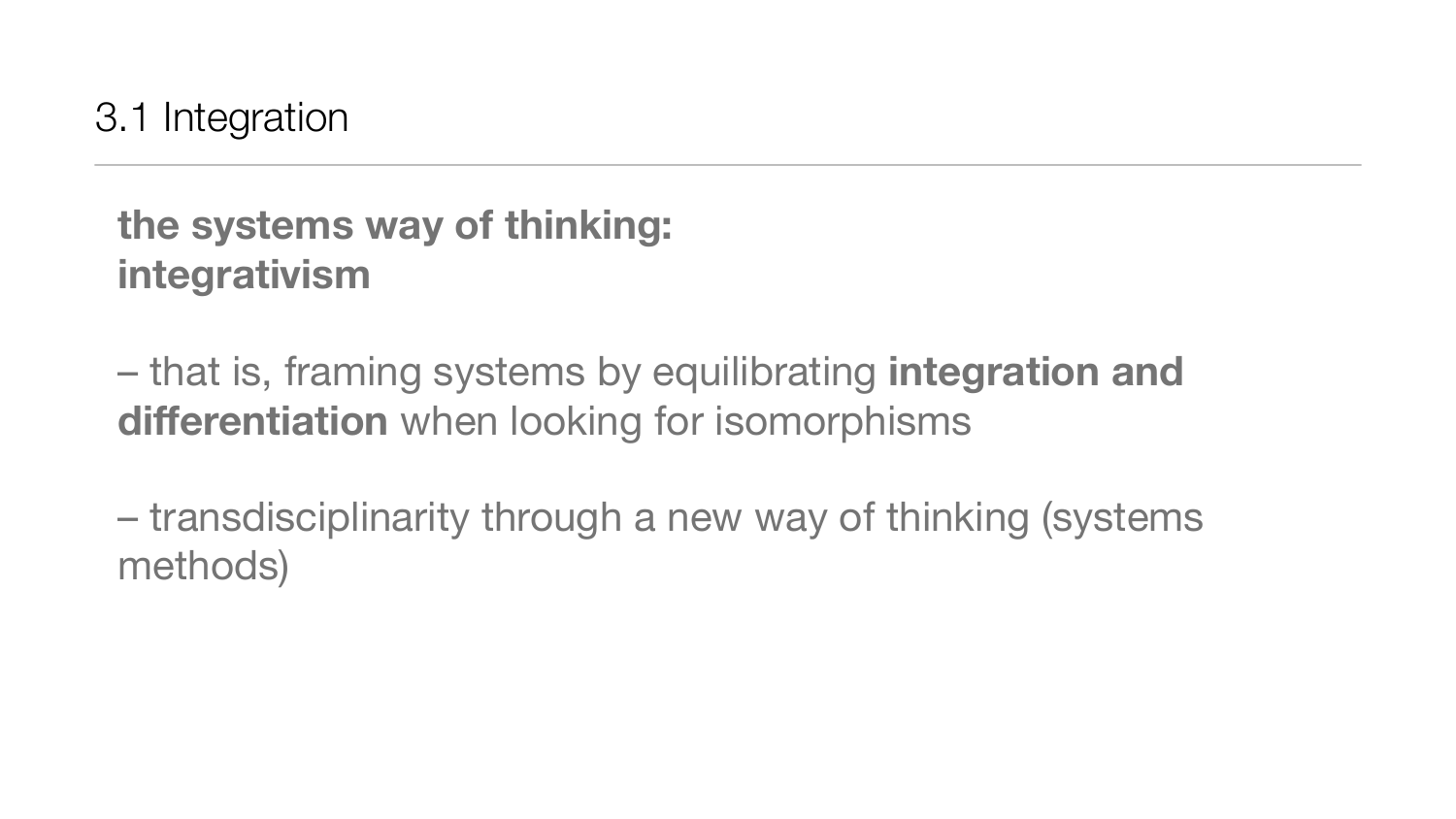## 3.1 Integration

**the systems way of thinking:**
**integrativism**

– that is, framing systems by equilibrating **integration and differentiation** when looking for isomorphisms

– transdisciplinarity through a new way of thinking (systems methods)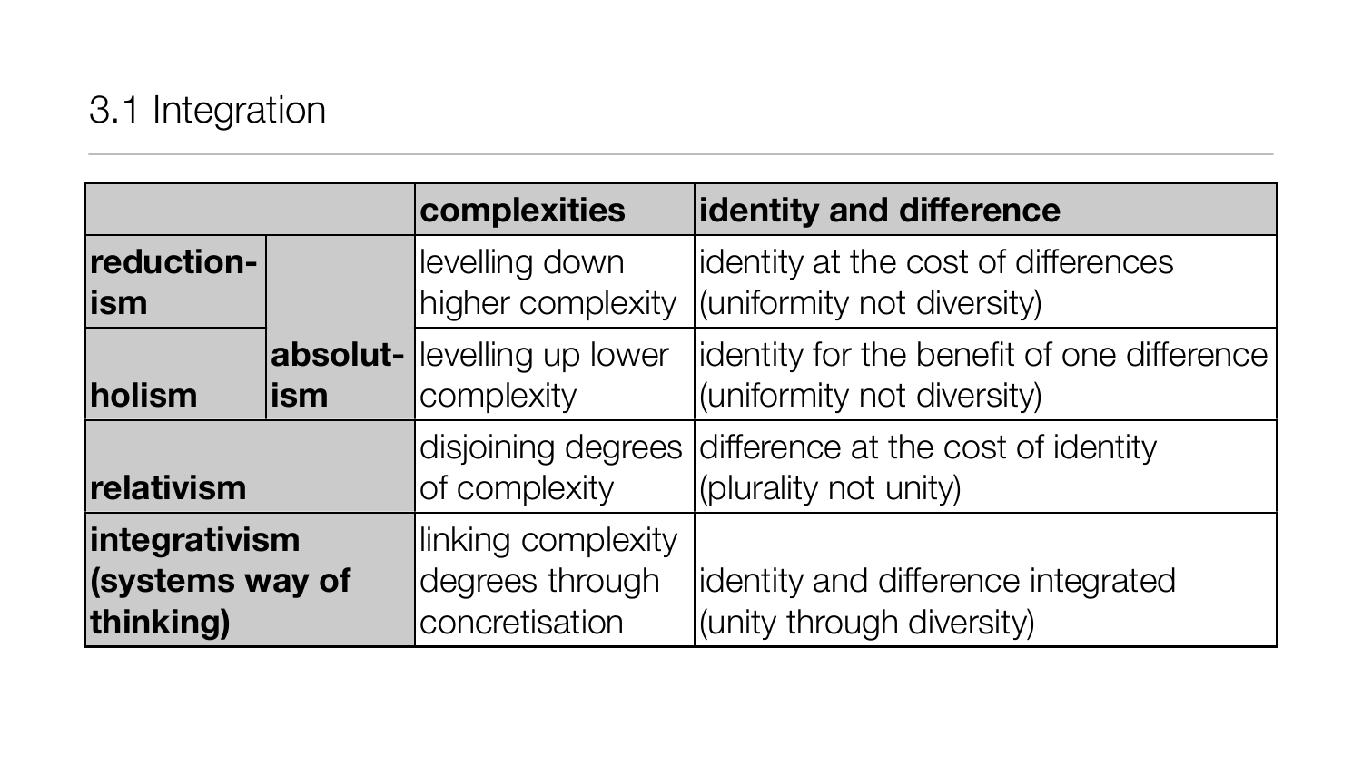## 3.1 Integration

| | | complexities | identity and difference |
|---|---|---|---|
| **reductionism** | **absolutism** | levelling down higher complexity | identity at the cost of differences (uniformity not diversity) |
| **holism** | | levelling up lower complexity | identity for the benefit of one difference (uniformity not diversity) |
| **relativism** | | disjoining degrees of complexity | difference at the cost of identity (plurality not unity) |
| **integrativism (systems way of thinking)** | | linking complexity degrees through concretisation | identity and difference integrated (unity through diversity) |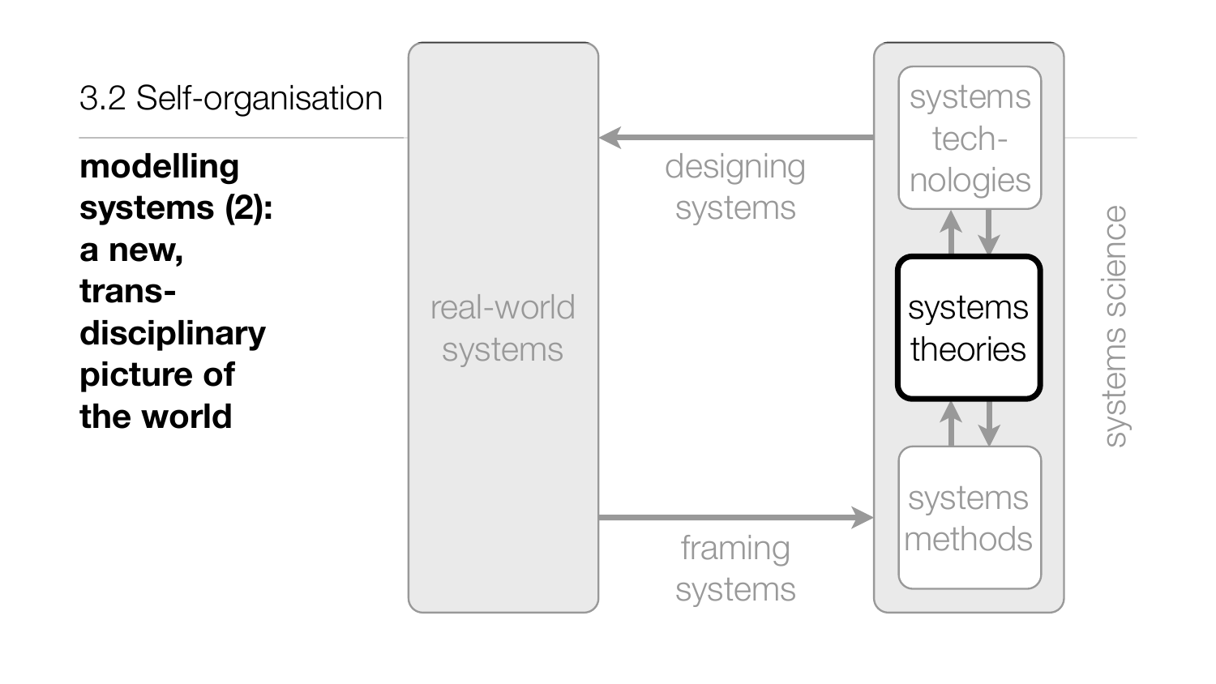3.2 Self-organisation

**modelling systems (2): a new, trans-disciplinary picture of the world**

real-world systems

designing systems

framing systems

systems technologies

systems theories

systems methods

systems science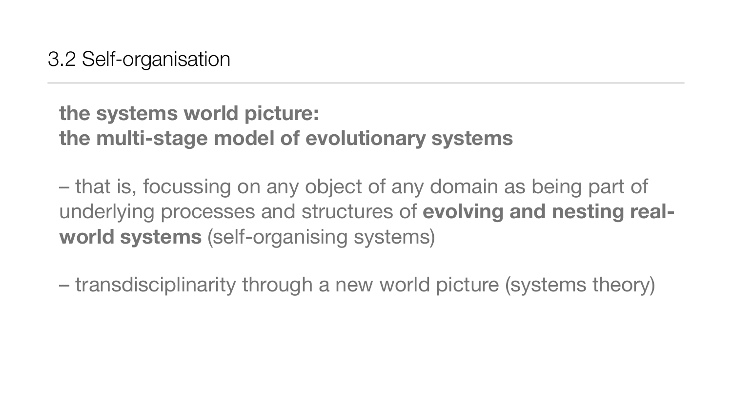## 3.2 Self-organisation

**the systems world picture:**
**the multi-stage model of evolutionary systems**

– that is, focussing on any object of any domain as being part of underlying processes and structures of **evolving and nesting real-world systems** (self-organising systems)

– transdisciplinarity through a new world picture (systems theory)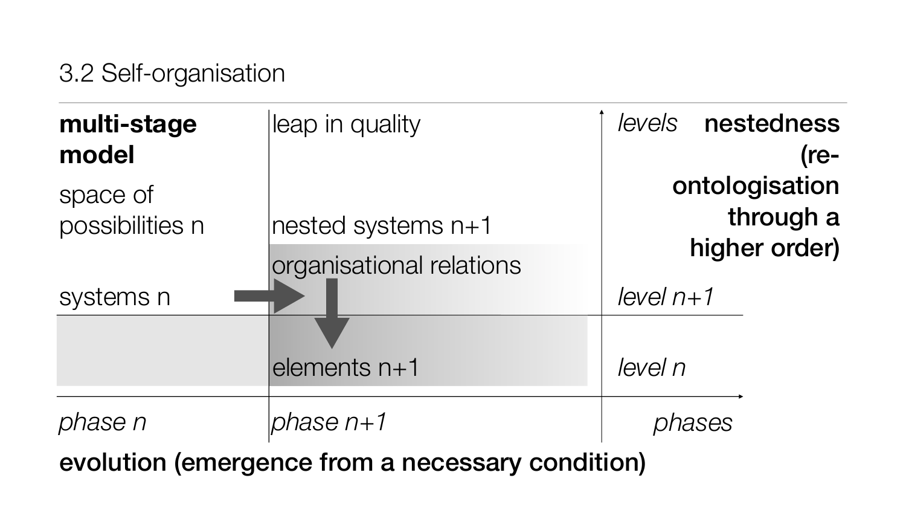## 3.2 Self-organisation

| **multi-stage model** | leap in quality | *levels* | **nestedness (re-ontologisation through a higher order)** |
|---|---|---|---|
| space of possibilities n | nested systems n+1 | | |
| | organisational relations | | |
| systems n | | *level n+1* | |
| | elements n+1 | *level n* | |
| *phase n* | *phase n+1* | *phases* | |

**evolution (emergence from a necessary condition)**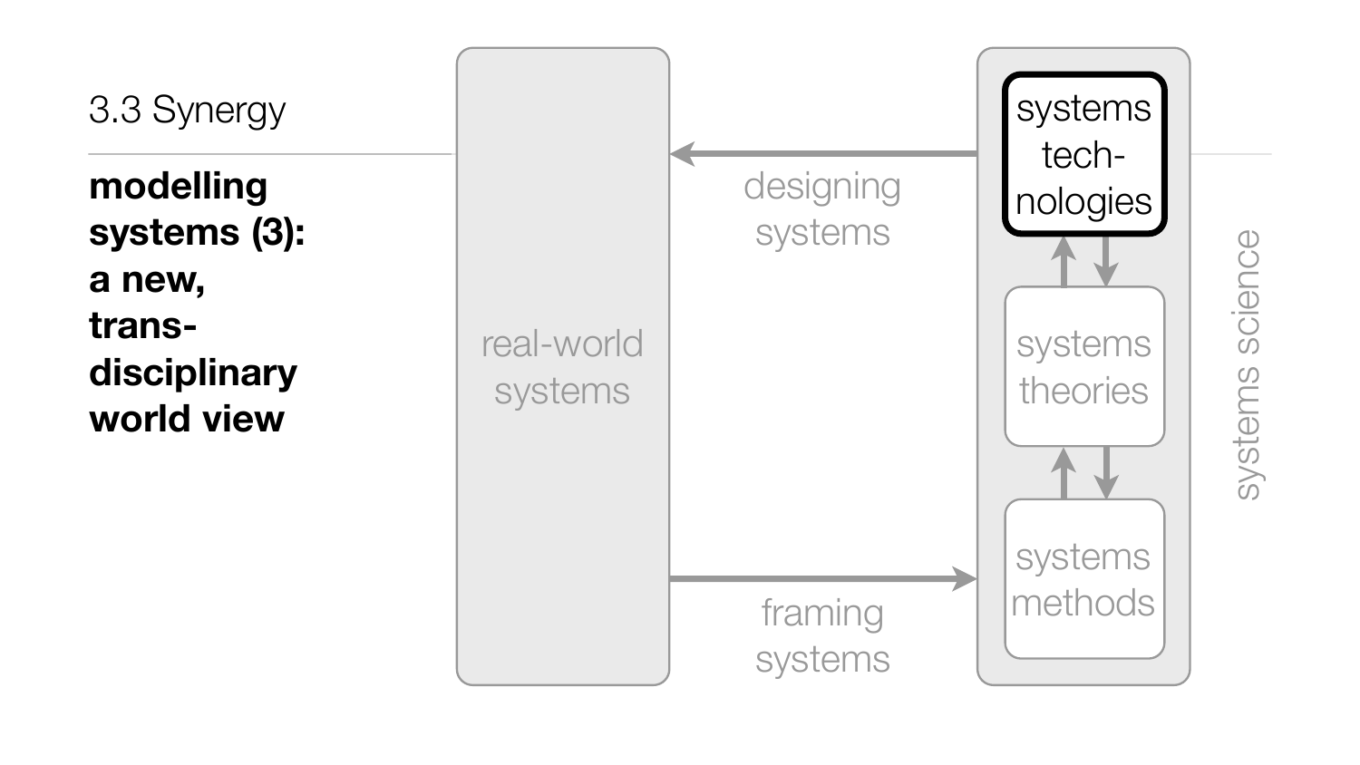3.3 Synergy

**modelling systems (3): a new, trans-disciplinary world view**

real-world systems

designing systems

framing systems

systems technologies

systems theories

systems methods

systems science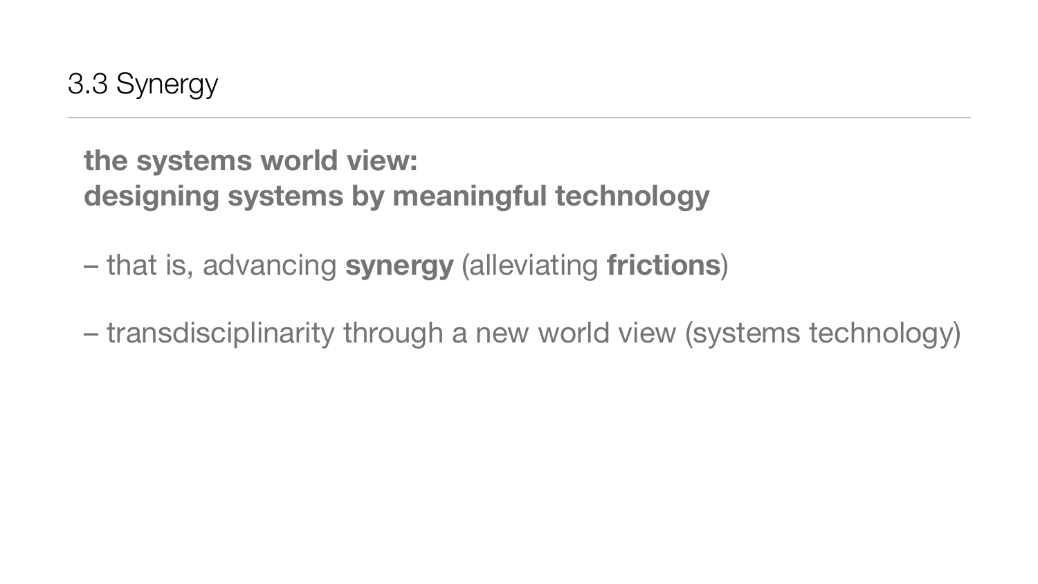## 3.3 Synergy

**the systems world view:**
**designing systems by meaningful technology**

– that is, advancing **synergy** (alleviating **frictions**)

– transdisciplinarity through a new world view (systems technology)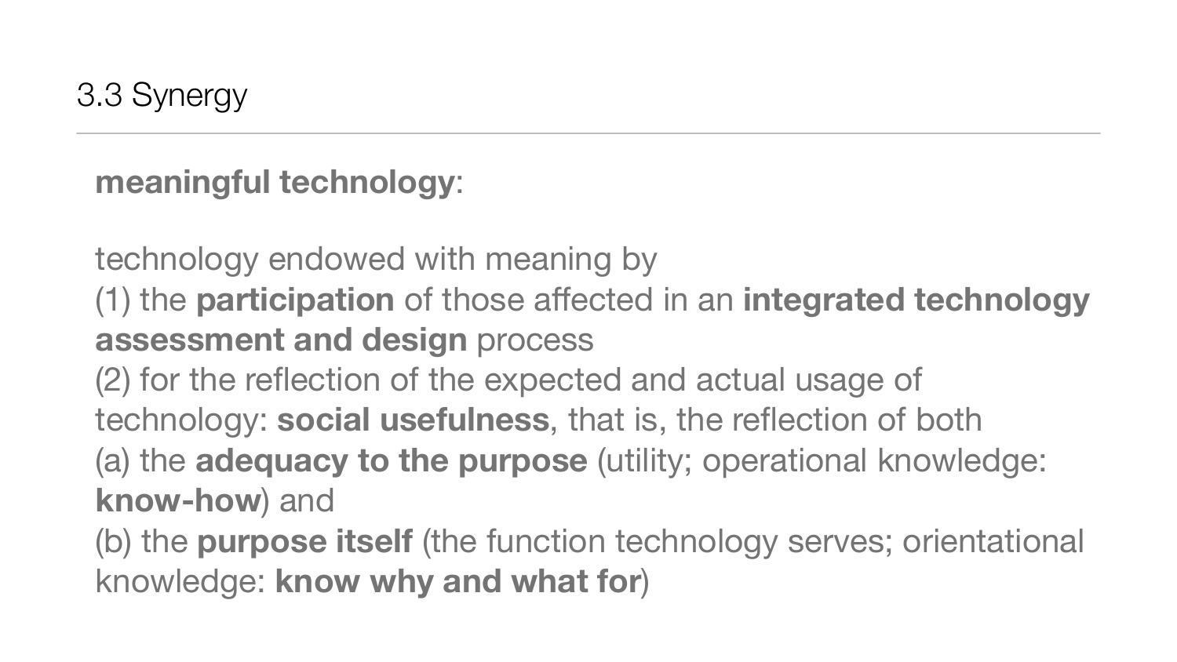## 3.3 Synergy

**meaningful technology**:

technology endowed with meaning by
(1) the **participation** of those affected in an **integrated technology assessment and design** process
(2) for the reflection of the expected and actual usage of technology: **social usefulness**, that is, the reflection of both
(a) the **adequacy to the purpose** (utility; operational knowledge: **know-how**) and
(b) the **purpose itself** (the function technology serves; orientational knowledge: **know why and what for**)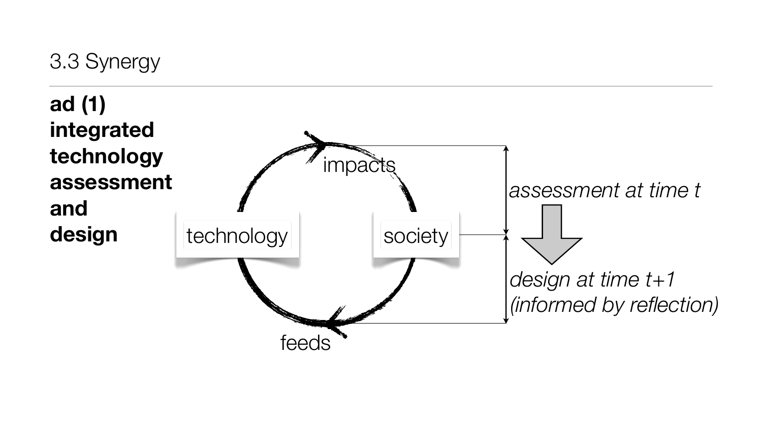## 3.3 Synergy

**ad (1) integrated technology assessment and design**

technology

society

impacts

feeds

*assessment at time t*

*design at time t+1 (informed by reflection)*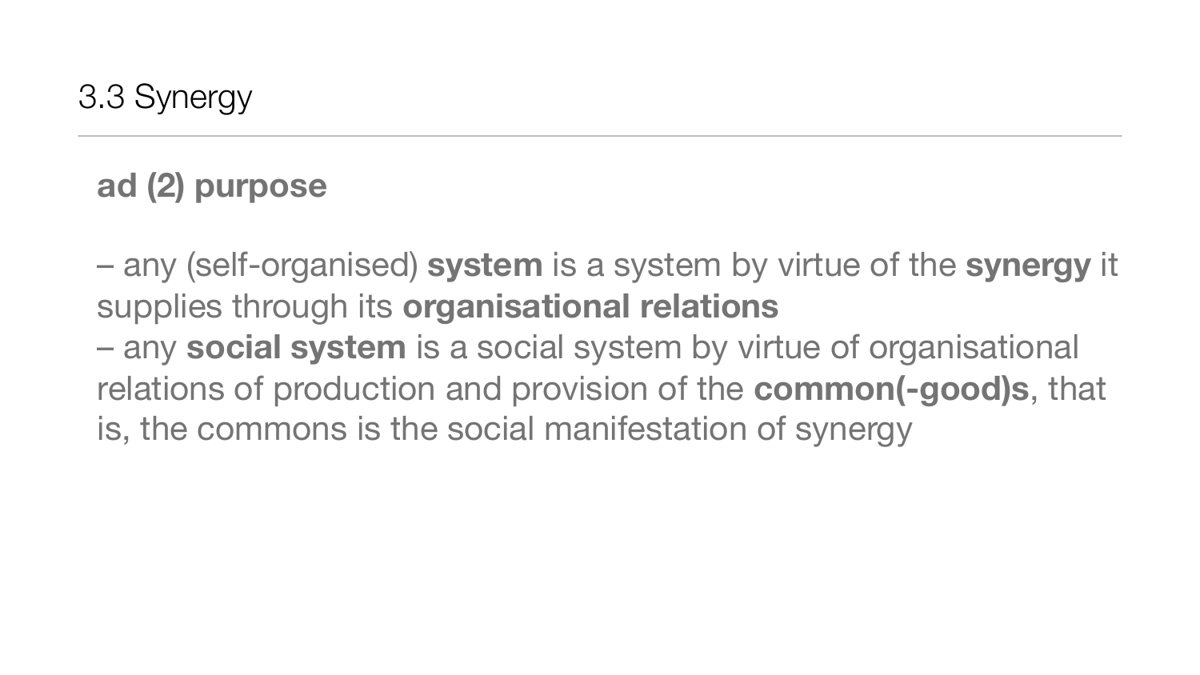# 3.3 Synergy

**ad (2) purpose**

– any (self-organised) **system** is a system by virtue of the **synergy** it supplies through its **organisational relations**
– any **social system** is a social system by virtue of organisational relations of production and provision of the **common(-good)s**, that is, the commons is the social manifestation of synergy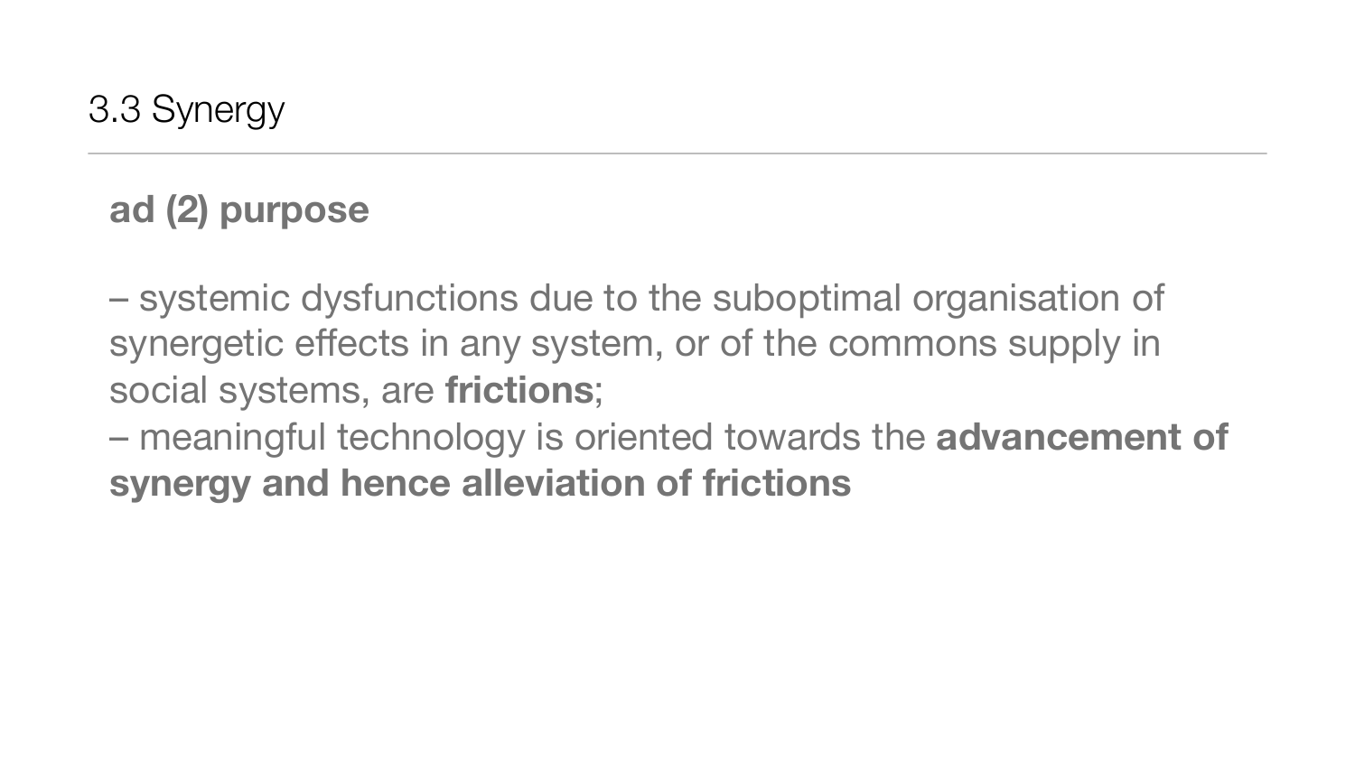## 3.3 Synergy

**ad (2) purpose**

– systemic dysfunctions due to the suboptimal organisation of synergetic effects in any system, or of the commons supply in social systems, are **frictions**;
– meaningful technology is oriented towards the **advancement of synergy and hence alleviation of frictions**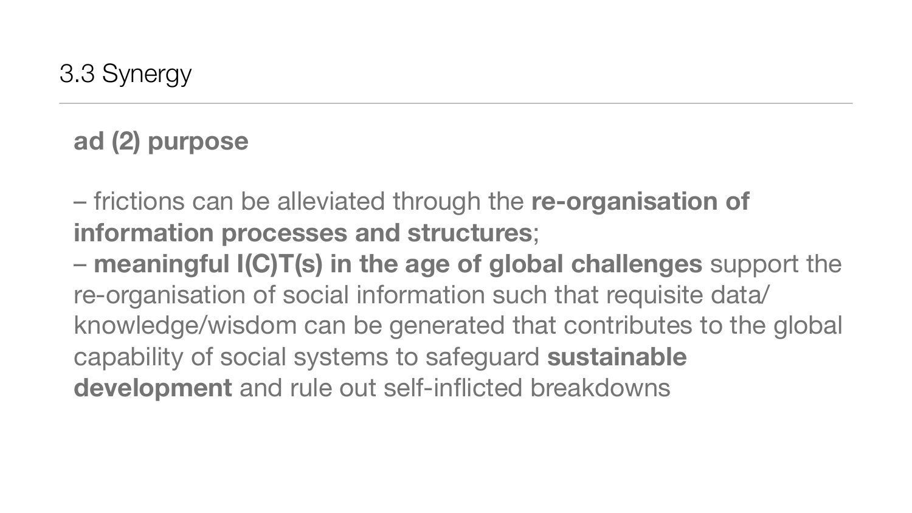## 3.3 Synergy

**ad (2) purpose**

– frictions can be alleviated through the **re-organisation of information processes and structures**;
– **meaningful I(C)T(s) in the age of global challenges** support the re-organisation of social information such that requisite data/knowledge/wisdom can be generated that contributes to the global capability of social systems to safeguard **sustainable development** and rule out self-inflicted breakdowns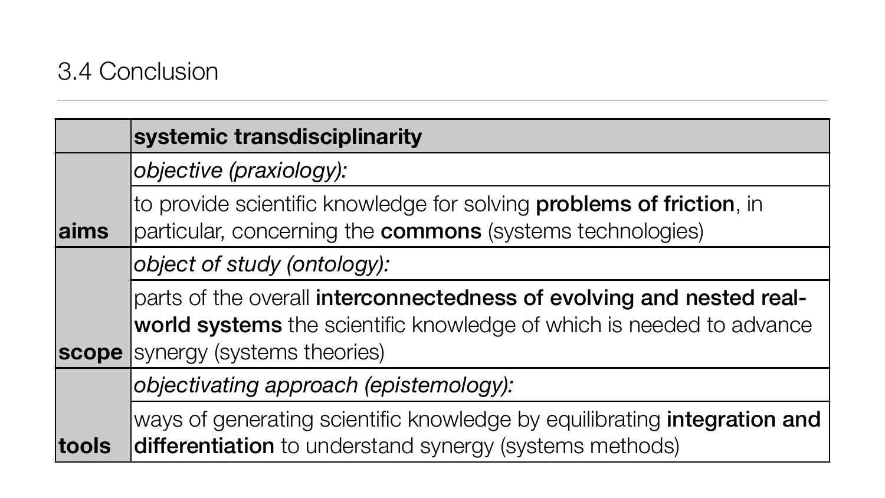## 3.4 Conclusion

| | **systemic transdisciplinarity** |
|---|---|
| **aims** | *objective (praxiology):* |
| | to provide scientific knowledge for solving **problems of friction**, in particular, concerning the **commons** (systems technologies) |
| **scope** | *object of study (ontology):* |
| | parts of the overall **interconnectedness of evolving and nested real-world systems** the scientific knowledge of which is needed to advance synergy (systems theories) |
| **tools** | *objectivating approach (epistemology):* |
| | ways of generating scientific knowledge by equilibrating **integration and differentiation** to understand synergy (systems methods) |